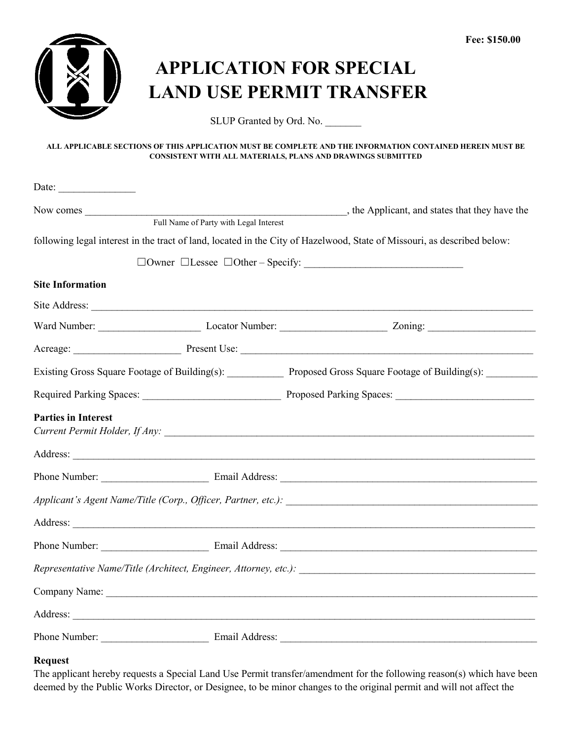**Fee: $150.00**

# APPLICATION FOR SPECIAL LAND USE PERMIT TRANSFER

SLUP Granted by Ord. No. _______

**ALL APPLICABLE SECTIONS OF THIS APPLICATION MUST BE COMPLETE AND THE INFORMATION CONTAINED HEREIN MUST BE CONSISTENT WITH ALL MATERIALS, PLANS AND DRAWINGS SUBMITTED**

Date: _______________

Now comes _____________________________________________________, the Applicant, and states that they have the
Full Name of Party with Legal Interest

following legal interest in the tract of land, located in the City of Hazelwood, State of Missouri, as described below:

☐Owner ☐Lessee ☐Other – Specify: _______________________________

**Site Information**

Site Address: ____________________________________________________________________________________________

Ward Number: ____________________ Locator Number: _____________________ Zoning: _____________________

Acreage: _____________________ Present Use: ____________________________________________________________

Existing Gross Square Footage of Building(s): ___________ Proposed Gross Square Footage of Building(s): __________

Required Parking Spaces: ___________________________ Proposed Parking Spaces: ___________________________

**Parties in Interest**

*Current Permit Holder, If Any:* ______________________________________________________________________________

Address: ________________________________________________________________________________________________

Phone Number: _____________________ Email Address: _____________________________________________________

*Applicant's Agent Name/Title (Corp., Officer, Partner, etc.):* __________________________________________________

Address: ________________________________________________________________________________________________

Phone Number: _____________________ Email Address: _____________________________________________________

*Representative Name/Title (Architect, Engineer, Attorney, etc.):* _______________________________________________

Company Name: __________________________________________________________________________________________

Address: ________________________________________________________________________________________________

Phone Number: _____________________ Email Address: _____________________________________________________

**Request**

The applicant hereby requests a Special Land Use Permit transfer/amendment for the following reason(s) which have been deemed by the Public Works Director, or Designee, to be minor changes to the original permit and will not affect the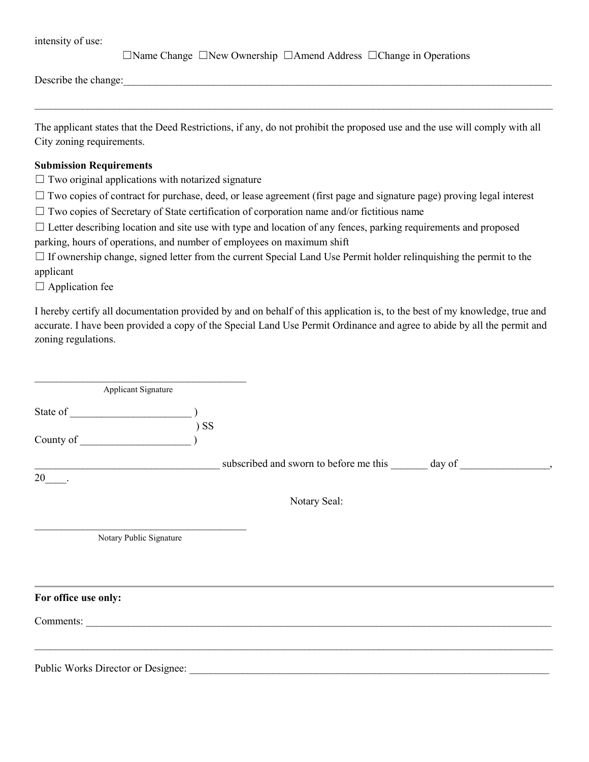intensity of use:

☐Name Change ☐New Ownership ☐Amend Address ☐Change in Operations

Describe the change:___________________________________________________________________________________

_____________________________________________________________________________________________________

The applicant states that the Deed Restrictions, if any, do not prohibit the proposed use and the use will comply with all City zoning requirements.

**Submission Requirements**

☐ Two original applications with notarized signature

☐ Two copies of contract for purchase, deed, or lease agreement (first page and signature page) proving legal interest

☐ Two copies of Secretary of State certification of corporation name and/or fictitious name

☐ Letter describing location and site use with type and location of any fences, parking requirements and proposed parking, hours of operations, and number of employees on maximum shift

☐ If ownership change, signed letter from the current Special Land Use Permit holder relinquishing the permit to the applicant

☐ Application fee

I hereby certify all documentation provided by and on behalf of this application is, to the best of my knowledge, true and accurate. I have been provided a copy of the Special Land Use Permit Ordinance and agree to abide by all the permit and zoning regulations.

_________________________________________

Applicant Signature

State of ______________________ )

) SS

County of ____________________ )

___________________________________ subscribed and sworn to before me this _______ day of _________________, 20____.

Notary Seal:

_________________________________________

Notary Public Signature

---

**For office use only:**

Comments: ______________________________________________________________________________________________

_____________________________________________________________________________________________________

Public Works Director or Designee: ______________________________________________________________________